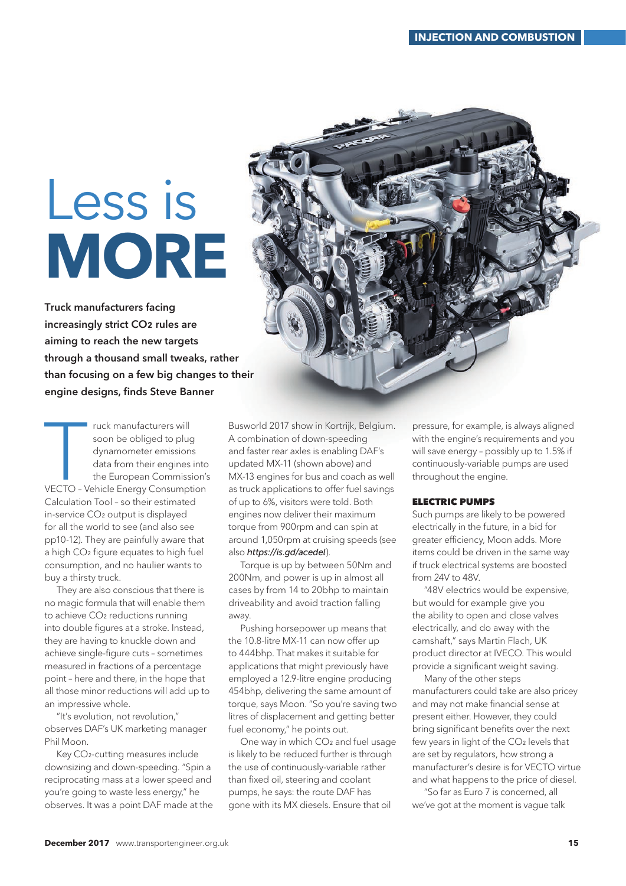# Less is MORE

**Truck manufacturers facing increasingly strict $CO_2$ rules are aiming to reach the new targets through a thousand small tweaks, rather than focusing on a few big changes to their engine designs, finds Steve Banner**

Truck manufacturers will soon be obliged to plug dynamometer emissions data from their engines into the European Commission's VECTO – Vehicle Energy Consumption Calculation Tool – so their estimated in-service $CO_2$ output is displayed for all the world to see (and also see pp10-12). They are painfully aware that a high $CO_2$ figure equates to high fuel consumption, and no haulier wants to buy a thirsty truck.

They are also conscious that there is no magic formula that will enable them to achieve $CO_2$ reductions running into double figures at a stroke. Instead, they are having to knuckle down and achieve single-figure cuts – sometimes measured in fractions of a percentage point – here and there, in the hope that all those minor reductions will add up to an impressive whole.

"It's evolution, not revolution," observes DAF's UK marketing manager Phil Moon.

Key $CO_2$-cutting measures include downsizing and down-speeding. "Spin a reciprocating mass at a lower speed and you're going to waste less energy," he observes. It was a point DAF made at the Busworld 2017 show in Kortrijk, Belgium. A combination of down-speeding and faster rear axles is enabling DAF's updated MX-11 (shown above) and MX-13 engines for bus and coach as well as truck applications to offer fuel savings of up to 6%, visitors were told. Both engines now deliver their maximum torque from 900rpm and can spin at around 1,050rpm at cruising speeds (see also ***https://is.gd/acedel***).

Torque is up by between 50Nm and 200Nm, and power is up in almost all cases by from 14 to 20bhp to maintain driveability and avoid traction falling away.

Pushing horsepower up means that the 10.8-litre MX-11 can now offer up to 444bhp. That makes it suitable for applications that might previously have employed a 12.9-litre engine producing 454bhp, delivering the same amount of torque, says Moon. "So you're saving two litres of displacement and getting better fuel economy," he points out.

One way in which $CO_2$ and fuel usage is likely to be reduced further is through the use of continuously-variable rather than fixed oil, steering and coolant pumps, he says: the route DAF has gone with its MX diesels. Ensure that oil pressure, for example, is always aligned with the engine's requirements and you will save energy – possibly up to 1.5% if continuously-variable pumps are used throughout the engine.

### ELECTRIC PUMPS

Such pumps are likely to be powered electrically in the future, in a bid for greater efficiency, Moon adds. More items could be driven in the same way if truck electrical systems are boosted from 24V to 48V.

"48V electrics would be expensive, but would for example give you the ability to open and close valves electrically, and do away with the camshaft," says Martin Flach, UK product director at IVECO. This would provide a significant weight saving.

Many of the other steps manufacturers could take are also pricey and may not make financial sense at present either. However, they could bring significant benefits over the next few years in light of the $CO_2$ levels that are set by regulators, how strong a manufacturer's desire is for VECTO virtue and what happens to the price of diesel.

"So far as Euro 7 is concerned, all we've got at the moment is vague talk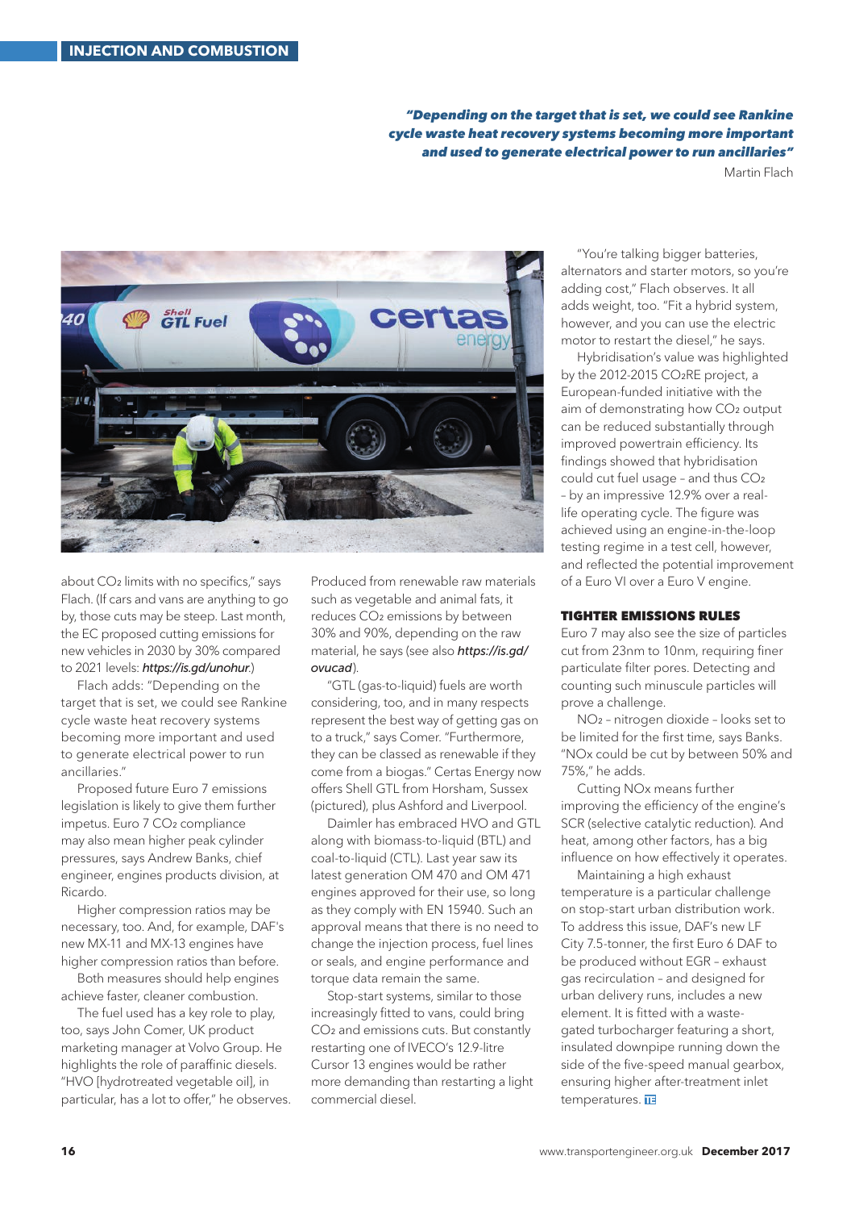*"Depending on the target that is set, we could see Rankine cycle waste heat recovery systems becoming more important and used to generate electrical power to run ancillaries"*

Martin Flach

about $CO_2$ limits with no specifics," says Flach. (If cars and vans are anything to go by, those cuts may be steep. Last month, the EC proposed cutting emissions for new vehicles in 2030 by 30% compared to 2021 levels: ***https://is.gd/unohur***.)

Flach adds: "Depending on the target that is set, we could see Rankine cycle waste heat recovery systems becoming more important and used to generate electrical power to run ancillaries."

Proposed future Euro 7 emissions legislation is likely to give them further impetus. Euro 7 $CO_2$ compliance may also mean higher peak cylinder pressures, says Andrew Banks, chief engineer, engines products division, at Ricardo.

Higher compression ratios may be necessary, too. And, for example, DAF's new MX-11 and MX-13 engines have higher compression ratios than before.

Both measures should help engines achieve faster, cleaner combustion.

The fuel used has a key role to play, too, says John Comer, UK product marketing manager at Volvo Group. He highlights the role of paraffinic diesels. "HVO [hydrotreated vegetable oil], in particular, has a lot to offer," he observes. Produced from renewable raw materials such as vegetable and animal fats, it reduces $CO_2$ emissions by between 30% and 90%, depending on the raw material, he says (see also ***https://is.gd/ovucad***).

"GTL (gas-to-liquid) fuels are worth considering, too, and in many respects represent the best way of getting gas on to a truck," says Comer. "Furthermore, they can be classed as renewable if they come from a biogas." Certas Energy now offers Shell GTL from Horsham, Sussex (pictured), plus Ashford and Liverpool.

Daimler has embraced HVO and GTL along with biomass-to-liquid (BTL) and coal-to-liquid (CTL). Last year saw its latest generation OM 470 and OM 471 engines approved for their use, so long as they comply with EN 15940. Such an approval means that there is no need to change the injection process, fuel lines or seals, and engine performance and torque data remain the same.

Stop-start systems, similar to those increasingly fitted to vans, could bring $CO_2$ and emissions cuts. But constantly restarting one of IVECO's 12.9-litre Cursor 13 engines would be rather more demanding than restarting a light commercial diesel.

"You're talking bigger batteries, alternators and starter motors, so you're adding cost," Flach observes. It all adds weight, too. "Fit a hybrid system, however, and you can use the electric motor to restart the diesel," he says.

Hybridisation's value was highlighted by the 2012-2015 $CO_2$RE project, a European-funded initiative with the aim of demonstrating how $CO_2$ output can be reduced substantially through improved powertrain efficiency. Its findings showed that hybridisation could cut fuel usage – and thus $CO_2$ – by an impressive 12.9% over a real-life operating cycle. The figure was achieved using an engine-in-the-loop testing regime in a test cell, however, and reflected the potential improvement of a Euro VI over a Euro V engine.

## TIGHTER EMISSIONS RULES

Euro 7 may also see the size of particles cut from 23nm to 10nm, requiring finer particulate filter pores. Detecting and counting such minuscule particles will prove a challenge.

$NO_2$ – nitrogen dioxide – looks set to be limited for the first time, says Banks. "NOx could be cut by between 50% and 75%," he adds.

Cutting NOx means further improving the efficiency of the engine's SCR (selective catalytic reduction). And heat, among other factors, has a big influence on how effectively it operates.

Maintaining a high exhaust temperature is a particular challenge on stop-start urban distribution work. To address this issue, DAF's new LF City 7.5-tonner, the first Euro 6 DAF to be produced without EGR – exhaust gas recirculation – and designed for urban delivery runs, includes a new element. It is fitted with a waste-gated turbocharger featuring a short, insulated downpipe running down the side of the five-speed manual gearbox, ensuring higher after-treatment inlet temperatures.